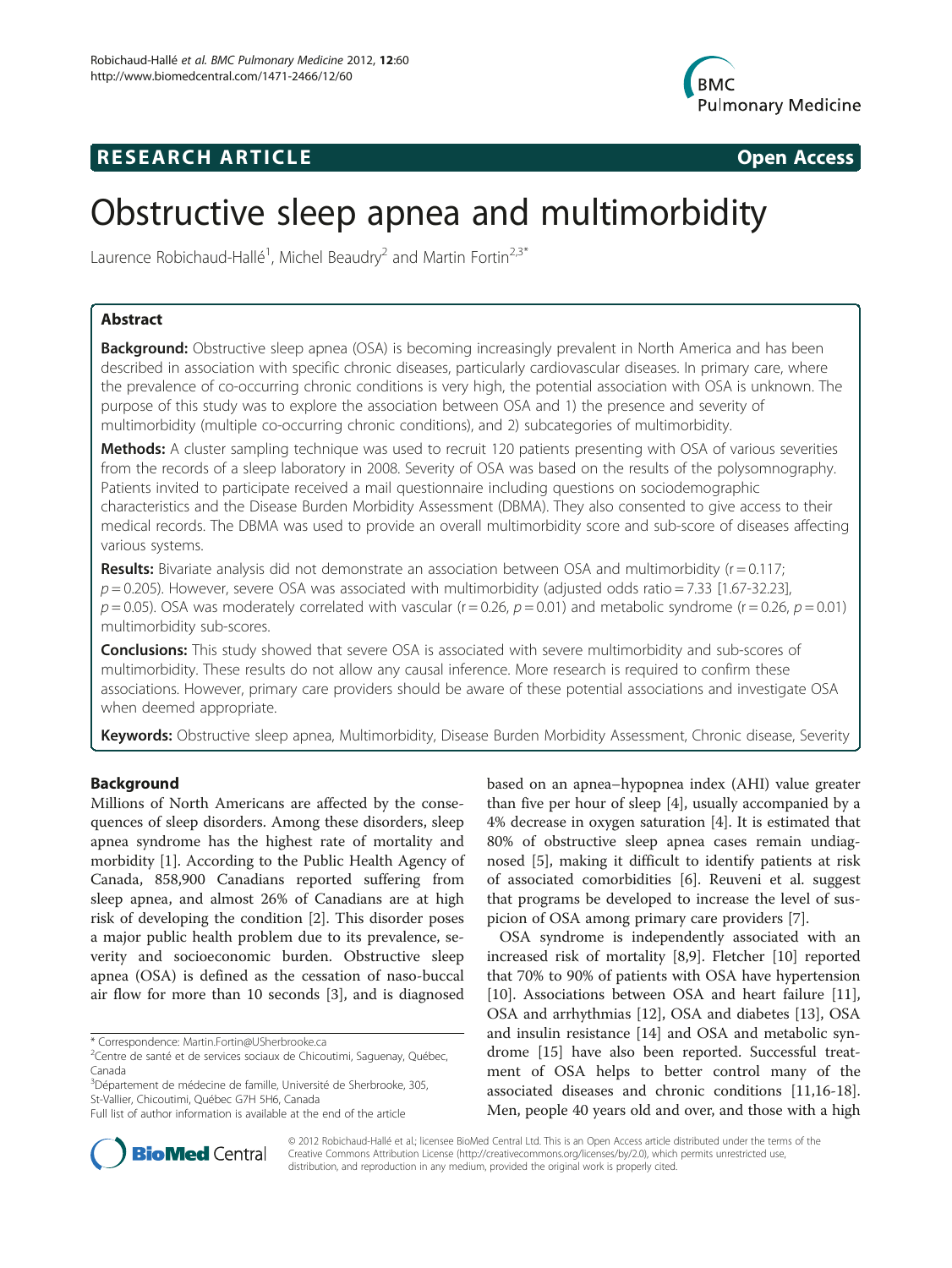**RESEARCH ARTICLE** **Open Access**

# Obstructive sleep apnea and multimorbidity

Laurence Robichaud-Hallé[1], Michel Beaudry[2] and Martin Fortin[2,3*]

## Abstract

**Background:** Obstructive sleep apnea (OSA) is becoming increasingly prevalent in North America and has been described in association with specific chronic diseases, particularly cardiovascular diseases. In primary care, where the prevalence of co-occurring chronic conditions is very high, the potential association with OSA is unknown. The purpose of this study was to explore the association between OSA and 1) the presence and severity of multimorbidity (multiple co-occurring chronic conditions), and 2) subcategories of multimorbidity.

**Methods:** A cluster sampling technique was used to recruit 120 patients presenting with OSA of various severities from the records of a sleep laboratory in 2008. Severity of OSA was based on the results of the polysomnography. Patients invited to participate received a mail questionnaire including questions on sociodemographic characteristics and the Disease Burden Morbidity Assessment (DBMA). They also consented to give access to their medical records. The DBMA was used to provide an overall multimorbidity score and sub-score of diseases affecting various systems.

**Results:** Bivariate analysis did not demonstrate an association between OSA and multimorbidity ($r = 0.117$; $p = 0.205$). However, severe OSA was associated with multimorbidity (adjusted odds ratio = 7.33 [1.67-32.23], $p = 0.05$). OSA was moderately correlated with vascular ($r = 0.26$, $p = 0.01$) and metabolic syndrome ($r = 0.26$, $p = 0.01$) multimorbidity sub-scores.

**Conclusions:** This study showed that severe OSA is associated with severe multimorbidity and sub-scores of multimorbidity. These results do not allow any causal inference. More research is required to confirm these associations. However, primary care providers should be aware of these potential associations and investigate OSA when deemed appropriate.

**Keywords:** Obstructive sleep apnea, Multimorbidity, Disease Burden Morbidity Assessment, Chronic disease, Severity

## Background

Millions of North Americans are affected by the consequences of sleep disorders. Among these disorders, sleep apnea syndrome has the highest rate of mortality and morbidity [1]. According to the Public Health Agency of Canada, 858,900 Canadians reported suffering from sleep apnea, and almost 26% of Canadians are at high risk of developing the condition [2]. This disorder poses a major public health problem due to its prevalence, severity and socioeconomic burden. Obstructive sleep apnea (OSA) is defined as the cessation of naso-buccal air flow for more than 10 seconds [3], and is diagnosed based on an apnea–hypopnea index (AHI) value greater than five per hour of sleep [4], usually accompanied by a 4% decrease in oxygen saturation [4]. It is estimated that 80% of obstructive sleep apnea cases remain undiagnosed [5], making it difficult to identify patients at risk of associated comorbidities [6]. Reuveni et al. suggest that programs be developed to increase the level of suspicion of OSA among primary care providers [7].

OSA syndrome is independently associated with an increased risk of mortality [8,9]. Fletcher [10] reported that 70% to 90% of patients with OSA have hypertension [10]. Associations between OSA and heart failure [11], OSA and arrhythmias [12], OSA and diabetes [13], OSA and insulin resistance [14] and OSA and metabolic syndrome [15] have also been reported. Successful treatment of OSA helps to better control many of the associated diseases and chronic conditions [11,16-18]. Men, people 40 years old and over, and those with a high

\* Correspondence: Martin.Fortin@USherbrooke.ca
[2]Centre de santé et de services sociaux de Chicoutimi, Saguenay, Québec, Canada
[3]Département de médecine de famille, Université de Sherbrooke, 305, St-Vallier, Chicoutimi, Québec G7H 5H6, Canada
Full list of author information is available at the end of the article

© 2012 Robichaud-Hallé et al.; licensee BioMed Central Ltd. This is an Open Access article distributed under the terms of the Creative Commons Attribution License (http://creativecommons.org/licenses/by/2.0), which permits unrestricted use, distribution, and reproduction in any medium, provided the original work is properly cited.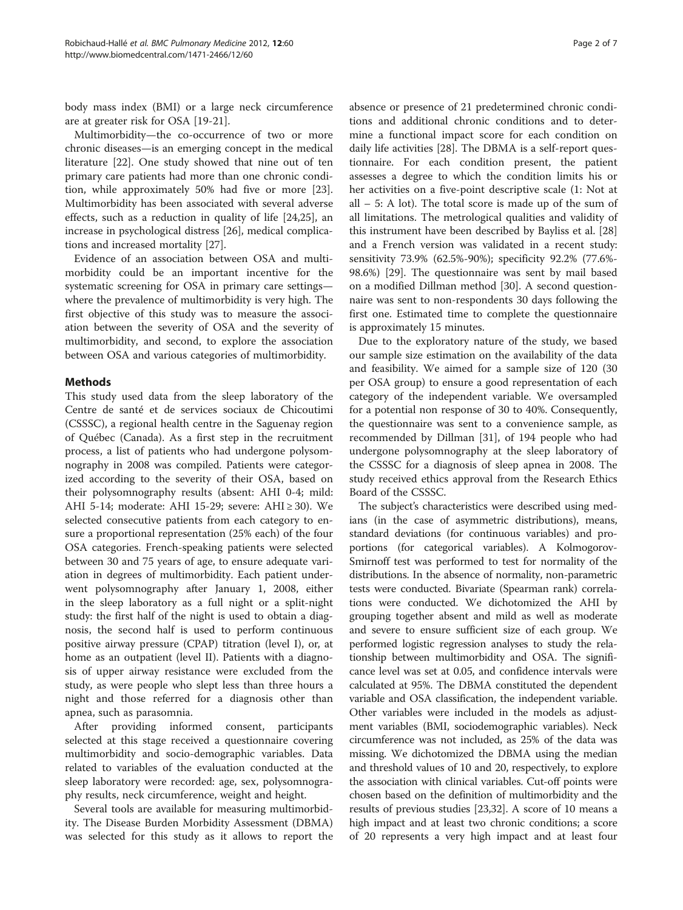body mass index (BMI) or a large neck circumference are at greater risk for OSA [19-21].

Multimorbidity—the co-occurrence of two or more chronic diseases—is an emerging concept in the medical literature [22]. One study showed that nine out of ten primary care patients had more than one chronic condition, while approximately 50% had five or more [23]. Multimorbidity has been associated with several adverse effects, such as a reduction in quality of life [24,25], an increase in psychological distress [26], medical complications and increased mortality [27].

Evidence of an association between OSA and multimorbidity could be an important incentive for the systematic screening for OSA in primary care settings—where the prevalence of multimorbidity is very high. The first objective of this study was to measure the association between the severity of OSA and the severity of multimorbidity, and second, to explore the association between OSA and various categories of multimorbidity.

## Methods

This study used data from the sleep laboratory of the Centre de santé et de services sociaux de Chicoutimi (CSSSC), a regional health centre in the Saguenay region of Québec (Canada). As a first step in the recruitment process, a list of patients who had undergone polysomnography in 2008 was compiled. Patients were categorized according to the severity of their OSA, based on their polysomnography results (absent: AHI 0-4; mild: AHI 5-14; moderate: AHI 15-29; severe: AHI ≥ 30). We selected consecutive patients from each category to ensure a proportional representation (25% each) of the four OSA categories. French-speaking patients were selected between 30 and 75 years of age, to ensure adequate variation in degrees of multimorbidity. Each patient underwent polysomnography after January 1, 2008, either in the sleep laboratory as a full night or a split-night study: the first half of the night is used to obtain a diagnosis, the second half is used to perform continuous positive airway pressure (CPAP) titration (level I), or, at home as an outpatient (level II). Patients with a diagnosis of upper airway resistance were excluded from the study, as were people who slept less than three hours a night and those referred for a diagnosis other than apnea, such as parasomnia.

After providing informed consent, participants selected at this stage received a questionnaire covering multimorbidity and socio-demographic variables. Data related to variables of the evaluation conducted at the sleep laboratory were recorded: age, sex, polysomnography results, neck circumference, weight and height.

Several tools are available for measuring multimorbidity. The Disease Burden Morbidity Assessment (DBMA) was selected for this study as it allows to report the absence or presence of 21 predetermined chronic conditions and additional chronic conditions and to determine a functional impact score for each condition on daily life activities [28]. The DBMA is a self-report questionnaire. For each condition present, the patient assesses a degree to which the condition limits his or her activities on a five-point descriptive scale (1: Not at all – 5: A lot). The total score is made up of the sum of all limitations. The metrological qualities and validity of this instrument have been described by Bayliss et al. [28] and a French version was validated in a recent study: sensitivity 73.9% (62.5%-90%); specificity 92.2% (77.6%-98.6%) [29]. The questionnaire was sent by mail based on a modified Dillman method [30]. A second questionnaire was sent to non-respondents 30 days following the first one. Estimated time to complete the questionnaire is approximately 15 minutes.

Due to the exploratory nature of the study, we based our sample size estimation on the availability of the data and feasibility. We aimed for a sample size of 120 (30 per OSA group) to ensure a good representation of each category of the independent variable. We oversampled for a potential non response of 30 to 40%. Consequently, the questionnaire was sent to a convenience sample, as recommended by Dillman [31], of 194 people who had undergone polysomnography at the sleep laboratory of the CSSSC for a diagnosis of sleep apnea in 2008. The study received ethics approval from the Research Ethics Board of the CSSSC.

The subject's characteristics were described using medians (in the case of asymmetric distributions), means, standard deviations (for continuous variables) and proportions (for categorical variables). A Kolmogorov-Smirnoff test was performed to test for normality of the distributions. In the absence of normality, non-parametric tests were conducted. Bivariate (Spearman rank) correlations were conducted. We dichotomized the AHI by grouping together absent and mild as well as moderate and severe to ensure sufficient size of each group. We performed logistic regression analyses to study the relationship between multimorbidity and OSA. The significance level was set at 0.05, and confidence intervals were calculated at 95%. The DBMA constituted the dependent variable and OSA classification, the independent variable. Other variables were included in the models as adjustment variables (BMI, sociodemographic variables). Neck circumference was not included, as 25% of the data was missing. We dichotomized the DBMA using the median and threshold values of 10 and 20, respectively, to explore the association with clinical variables. Cut-off points were chosen based on the definition of multimorbidity and the results of previous studies [23,32]. A score of 10 means a high impact and at least two chronic conditions; a score of 20 represents a very high impact and at least four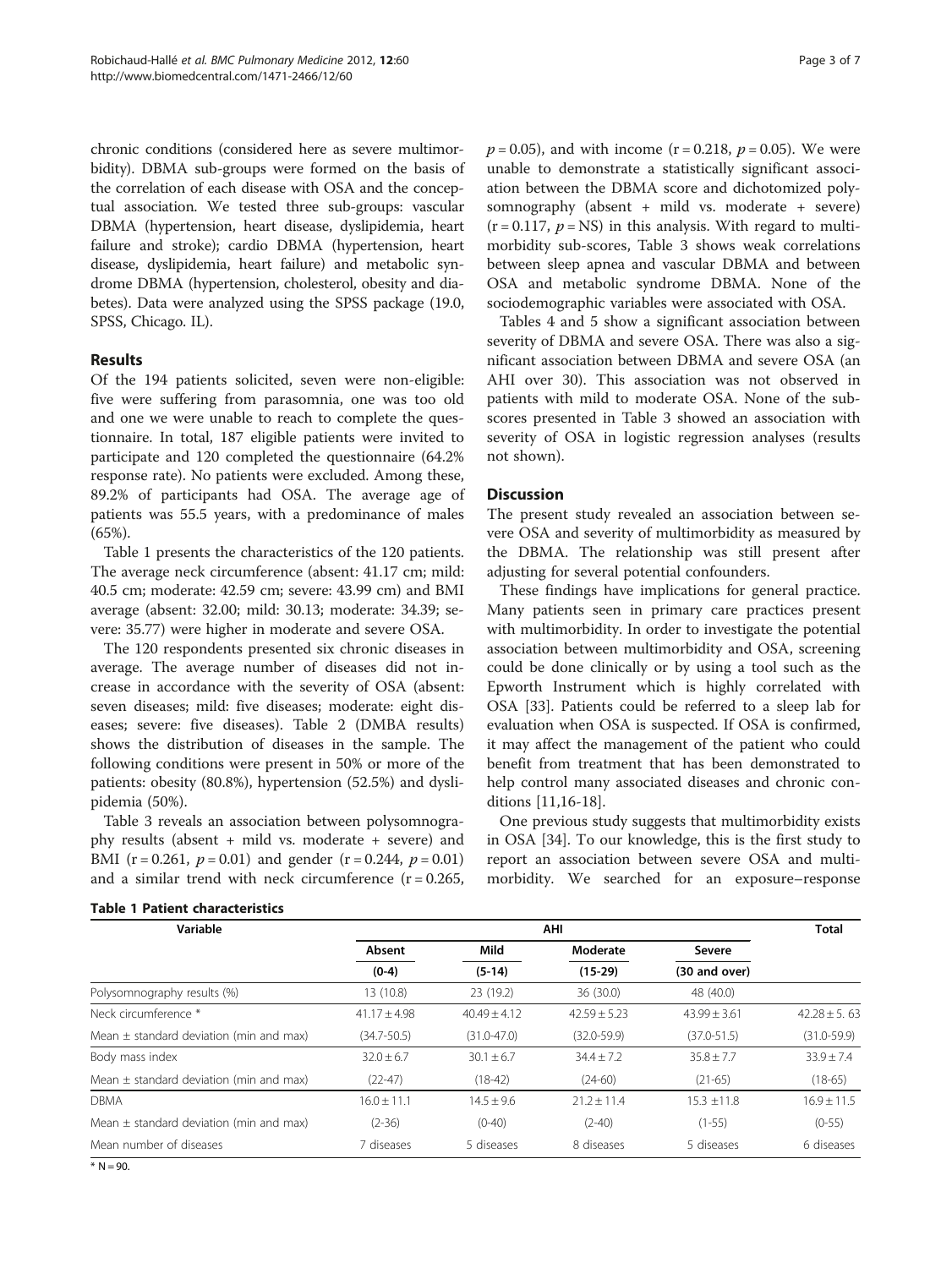chronic conditions (considered here as severe multimorbidity). DBMA sub-groups were formed on the basis of the correlation of each disease with OSA and the conceptual association. We tested three sub-groups: vascular DBMA (hypertension, heart disease, dyslipidemia, heart failure and stroke); cardio DBMA (hypertension, heart disease, dyslipidemia, heart failure) and metabolic syndrome DBMA (hypertension, cholesterol, obesity and diabetes). Data were analyzed using the SPSS package (19.0, SPSS, Chicago. IL).

## Results

Of the 194 patients solicited, seven were non-eligible: five were suffering from parasomnia, one was too old and one we were unable to reach to complete the questionnaire. In total, 187 eligible patients were invited to participate and 120 completed the questionnaire (64.2% response rate). No patients were excluded. Among these, 89.2% of participants had OSA. The average age of patients was 55.5 years, with a predominance of males (65%).

Table 1 presents the characteristics of the 120 patients. The average neck circumference (absent: 41.17 cm; mild: 40.5 cm; moderate: 42.59 cm; severe: 43.99 cm) and BMI average (absent: 32.00; mild: 30.13; moderate: 34.39; severe: 35.77) were higher in moderate and severe OSA.

The 120 respondents presented six chronic diseases in average. The average number of diseases did not increase in accordance with the severity of OSA (absent: seven diseases; mild: five diseases; moderate: eight diseases; severe: five diseases). Table 2 (DMBA results) shows the distribution of diseases in the sample. The following conditions were present in 50% or more of the patients: obesity (80.8%), hypertension (52.5%) and dyslipidemia (50%).

Table 3 reveals an association between polysomnography results (absent + mild vs. moderate + severe) and BMI ($r = 0.261$, $p = 0.01$) and gender ($r = 0.244$, $p = 0.01$) and a similar trend with neck circumference ($r = 0.265$, $p = 0.05$), and with income ($r = 0.218$, $p = 0.05$). We were unable to demonstrate a statistically significant association between the DBMA score and dichotomized polysomnography (absent + mild vs. moderate + severe) ($r = 0.117$, $p$ = NS) in this analysis. With regard to multimorbidity sub-scores, Table 3 shows weak correlations between sleep apnea and vascular DBMA and between OSA and metabolic syndrome DBMA. None of the sociodemographic variables were associated with OSA.

Tables 4 and 5 show a significant association between severity of DBMA and severe OSA. There was also a significant association between DBMA and severe OSA (an AHI over 30). This association was not observed in patients with mild to moderate OSA. None of the sub-scores presented in Table 3 showed an association with severity of OSA in logistic regression analyses (results not shown).

## Discussion

The present study revealed an association between severe OSA and severity of multimorbidity as measured by the DBMA. The relationship was still present after adjusting for several potential confounders.

These findings have implications for general practice. Many patients seen in primary care practices present with multimorbidity. In order to investigate the potential association between multimorbidity and OSA, screening could be done clinically or by using a tool such as the Epworth Instrument which is highly correlated with OSA [33]. Patients could be referred to a sleep lab for evaluation when OSA is suspected. If OSA is confirmed, it may affect the management of the patient who could benefit from treatment that has been demonstrated to help control many associated diseases and chronic conditions [11,16-18].

One previous study suggests that multimorbidity exists in OSA [34]. To our knowledge, this is the first study to report an association between severe OSA and multimorbidity. We searched for an exposure–response

**Table 1 Patient characteristics**

| Variable | AHI | | | | Total |
|---|---|---|---|---|---|
| | Absent | Mild | Moderate | Severe | |
| | (0-4) | (5-14) | (15-29) | (30 and over) | |
| Polysomnography results (%) | 13 (10.8) | 23 (19.2) | 36 (30.0) | 48 (40.0) | |
| Neck circumference * | 41.17 ± 4.98 | 40.49 ± 4.12 | 42.59 ± 5.23 | 43.99 ± 3.61 | 42.28 ± 5. 63 |
| Mean ± standard deviation (min and max) | (34.7-50.5) | (31.0-47.0) | (32.0-59.9) | (37.0-51.5) | (31.0-59.9) |
| Body mass index | 32.0 ± 6.7 | 30.1 ± 6.7 | 34.4 ± 7.2 | 35.8 ± 7.7 | 33.9 ± 7.4 |
| Mean ± standard deviation (min and max) | (22-47) | (18-42) | (24-60) | (21-65) | (18-65) |
| DBMA | 16.0 ± 11.1 | 14.5 ± 9.6 | 21.2 ± 11.4 | 15.3 ±11.8 | 16.9 ± 11.5 |
| Mean ± standard deviation (min and max) | (2-36) | (0-40) | (2-40) | (1-55) | (0-55) |
| Mean number of diseases | 7 diseases | 5 diseases | 8 diseases | 5 diseases | 6 diseases |

* N = 90.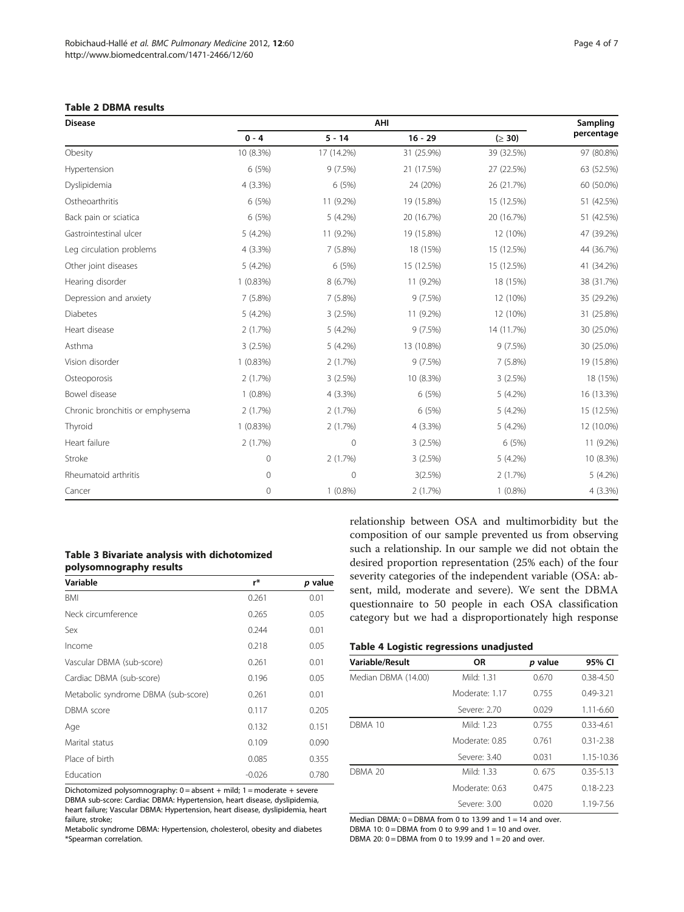**Table 2 DBMA results**

| Disease | AHI | | | | Sampling percentage |
|---|---|---|---|---|---|
| | 0 - 4 | 5 - 14 | 16 - 29 | (≥ 30) | |
| Obesity | 10 (8.3%) | 17 (14.2%) | 31 (25.9%) | 39 (32.5%) | 97 (80.8%) |
| Hypertension | 6 (5%) | 9 (7.5%) | 21 (17.5%) | 27 (22.5%) | 63 (52.5%) |
| Dyslipidemia | 4 (3.3%) | 6 (5%) | 24 (20%) | 26 (21.7%) | 60 (50.0%) |
| Ostheoarthritis | 6 (5%) | 11 (9.2%) | 19 (15.8%) | 15 (12.5%) | 51 (42.5%) |
| Back pain or sciatica | 6 (5%) | 5 (4.2%) | 20 (16.7%) | 20 (16.7%) | 51 (42.5%) |
| Gastrointestinal ulcer | 5 (4.2%) | 11 (9.2%) | 19 (15.8%) | 12 (10%) | 47 (39.2%) |
| Leg circulation problems | 4 (3.3%) | 7 (5.8%) | 18 (15%) | 15 (12.5%) | 44 (36.7%) |
| Other joint diseases | 5 (4.2%) | 6 (5%) | 15 (12.5%) | 15 (12.5%) | 41 (34.2%) |
| Hearing disorder | 1 (0.83%) | 8 (6.7%) | 11 (9.2%) | 18 (15%) | 38 (31.7%) |
| Depression and anxiety | 7 (5.8%) | 7 (5.8%) | 9 (7.5%) | 12 (10%) | 35 (29.2%) |
| Diabetes | 5 (4.2%) | 3 (2.5%) | 11 (9.2%) | 12 (10%) | 31 (25.8%) |
| Heart disease | 2 (1.7%) | 5 (4.2%) | 9 (7.5%) | 14 (11.7%) | 30 (25.0%) |
| Asthma | 3 (2.5%) | 5 (4.2%) | 13 (10.8%) | 9 (7.5%) | 30 (25.0%) |
| Vision disorder | 1 (0.83%) | 2 (1.7%) | 9 (7.5%) | 7 (5.8%) | 19 (15.8%) |
| Osteoporosis | 2 (1.7%) | 3 (2.5%) | 10 (8.3%) | 3 (2.5%) | 18 (15%) |
| Bowel disease | 1 (0.8%) | 4 (3.3%) | 6 (5%) | 5 (4.2%) | 16 (13.3%) |
| Chronic bronchitis or emphysema | 2 (1.7%) | 2 (1.7%) | 6 (5%) | 5 (4.2%) | 15 (12.5%) |
| Thyroid | 1 (0.83%) | 2 (1.7%) | 4 (3.3%) | 5 (4.2%) | 12 (10.0%) |
| Heart failure | 2 (1.7%) | 0 | 3 (2.5%) | 6 (5%) | 11 (9.2%) |
| Stroke | 0 | 2 (1.7%) | 3 (2.5%) | 5 (4.2%) | 10 (8.3%) |
| Rheumatoid arthritis | 0 | 0 | 3(2.5%) | 2 (1.7%) | 5 (4.2%) |
| Cancer | 0 | 1 (0.8%) | 2 (1.7%) | 1 (0.8%) | 4 (3.3%) |

**Table 3 Bivariate analysis with dichotomized polysomnography results**

| Variable | r* | p value |
|---|---|---|
| BMI | 0.261 | 0.01 |
| Neck circumference | 0.265 | 0.05 |
| Sex | 0.244 | 0.01 |
| Income | 0.218 | 0.05 |
| Vascular DBMA (sub-score) | 0.261 | 0.01 |
| Cardiac DBMA (sub-score) | 0.196 | 0.05 |
| Metabolic syndrome DBMA (sub-score) | 0.261 | 0.01 |
| DBMA score | 0.117 | 0.205 |
| Age | 0.132 | 0.151 |
| Marital status | 0.109 | 0.090 |
| Place of birth | 0.085 | 0.355 |
| Education | -0.026 | 0.780 |

Dichotomized polysomnography: 0 = absent + mild; 1 = moderate + severe
DBMA sub-score: Cardiac DBMA: Hypertension, heart disease, dyslipidemia, heart failure; Vascular DBMA: Hypertension, heart disease, dyslipidemia, heart failure, stroke;
Metabolic syndrome DBMA: Hypertension, cholesterol, obesity and diabetes
*Spearman correlation.

relationship between OSA and multimorbidity but the composition of our sample prevented us from observing such a relationship. In our sample we did not obtain the desired proportion representation (25% each) of the four severity categories of the independent variable (OSA: absent, mild, moderate and severe). We sent the DBMA questionnaire to 50 people in each OSA classification category but we had a disproportionately high response

**Table 4 Logistic regressions unadjusted**

| Variable/Result | OR | p value | 95% CI |
|---|---|---|---|
| Median DBMA (14.00) | Mild: 1.31 | 0.670 | 0.38-4.50 |
| | Moderate: 1.17 | 0.755 | 0.49-3.21 |
| | Severe: 2.70 | 0.029 | 1.11-6.60 |
| DBMA 10 | Mild: 1.23 | 0.755 | 0.33-4.61 |
| | Moderate: 0.85 | 0.761 | 0.31-2.38 |
| | Severe: 3.40 | 0.031 | 1.15-10.36 |
| DBMA 20 | Mild: 1.33 | 0. 675 | 0.35-5.13 |
| | Moderate: 0.63 | 0.475 | 0.18-2.23 |
| | Severe: 3.00 | 0.020 | 1.19-7.56 |

Median DBMA: 0 = DBMA from 0 to 13.99 and 1 = 14 and over.
DBMA 10: 0 = DBMA from 0 to 9.99 and 1 = 10 and over.
DBMA 20: 0 = DBMA from 0 to 19.99 and 1 = 20 and over.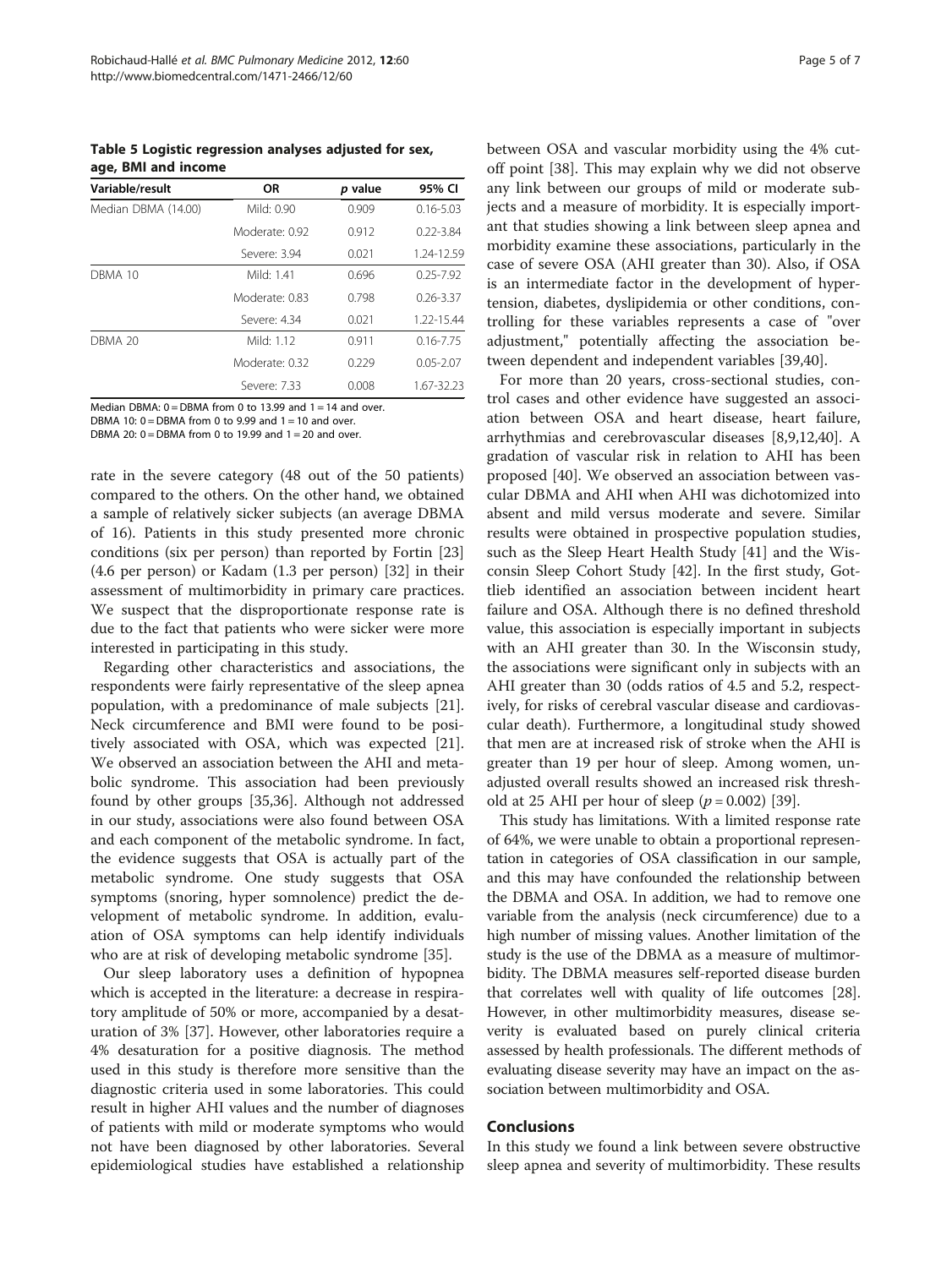**Table 5 Logistic regression analyses adjusted for sex, age, BMI and income**

| Variable/result | OR | *p* value | 95% CI |
|---|---|---|---|
| Median DBMA (14.00) | Mild: 0.90 | 0.909 | 0.16-5.03 |
| | Moderate: 0.92 | 0.912 | 0.22-3.84 |
| | Severe: 3.94 | 0.021 | 1.24-12.59 |
| DBMA 10 | Mild: 1.41 | 0.696 | 0.25-7.92 |
| | Moderate: 0.83 | 0.798 | 0.26-3.37 |
| | Severe: 4.34 | 0.021 | 1.22-15.44 |
| DBMA 20 | Mild: 1.12 | 0.911 | 0.16-7.75 |
| | Moderate: 0.32 | 0.229 | 0.05-2.07 |
| | Severe: 7.33 | 0.008 | 1.67-32.23 |

Median DBMA: 0 = DBMA from 0 to 13.99 and 1 = 14 and over.
DBMA 10: 0 = DBMA from 0 to 9.99 and 1 = 10 and over.
DBMA 20: 0 = DBMA from 0 to 19.99 and 1 = 20 and over.

rate in the severe category (48 out of the 50 patients) compared to the others. On the other hand, we obtained a sample of relatively sicker subjects (an average DBMA of 16). Patients in this study presented more chronic conditions (six per person) than reported by Fortin [23] (4.6 per person) or Kadam (1.3 per person) [32] in their assessment of multimorbidity in primary care practices. We suspect that the disproportionate response rate is due to the fact that patients who were sicker were more interested in participating in this study.

Regarding other characteristics and associations, the respondents were fairly representative of the sleep apnea population, with a predominance of male subjects [21]. Neck circumference and BMI were found to be positively associated with OSA, which was expected [21]. We observed an association between the AHI and metabolic syndrome. This association had been previously found by other groups [35,36]. Although not addressed in our study, associations were also found between OSA and each component of the metabolic syndrome. In fact, the evidence suggests that OSA is actually part of the metabolic syndrome. One study suggests that OSA symptoms (snoring, hyper somnolence) predict the development of metabolic syndrome. In addition, evaluation of OSA symptoms can help identify individuals who are at risk of developing metabolic syndrome [35].

Our sleep laboratory uses a definition of hypopnea which is accepted in the literature: a decrease in respiratory amplitude of 50% or more, accompanied by a desaturation of 3% [37]. However, other laboratories require a 4% desaturation for a positive diagnosis. The method used in this study is therefore more sensitive than the diagnostic criteria used in some laboratories. This could result in higher AHI values and the number of diagnoses of patients with mild or moderate symptoms who would not have been diagnosed by other laboratories. Several epidemiological studies have established a relationship between OSA and vascular morbidity using the 4% cutoff point [38]. This may explain why we did not observe any link between our groups of mild or moderate subjects and a measure of morbidity. It is especially important that studies showing a link between sleep apnea and morbidity examine these associations, particularly in the case of severe OSA (AHI greater than 30). Also, if OSA is an intermediate factor in the development of hypertension, diabetes, dyslipidemia or other conditions, controlling for these variables represents a case of "over adjustment," potentially affecting the association between dependent and independent variables [39,40].

For more than 20 years, cross-sectional studies, control cases and other evidence have suggested an association between OSA and heart disease, heart failure, arrhythmias and cerebrovascular diseases [8,9,12,40]. A gradation of vascular risk in relation to AHI has been proposed [40]. We observed an association between vascular DBMA and AHI when AHI was dichotomized into absent and mild versus moderate and severe. Similar results were obtained in prospective population studies, such as the Sleep Heart Health Study [41] and the Wisconsin Sleep Cohort Study [42]. In the first study, Gottlieb identified an association between incident heart failure and OSA. Although there is no defined threshold value, this association is especially important in subjects with an AHI greater than 30. In the Wisconsin study, the associations were significant only in subjects with an AHI greater than 30 (odds ratios of 4.5 and 5.2, respectively, for risks of cerebral vascular disease and cardiovascular death). Furthermore, a longitudinal study showed that men are at increased risk of stroke when the AHI is greater than 19 per hour of sleep. Among women, unadjusted overall results showed an increased risk threshold at 25 AHI per hour of sleep ($p = 0.002$) [39].

This study has limitations. With a limited response rate of 64%, we were unable to obtain a proportional representation in categories of OSA classification in our sample, and this may have confounded the relationship between the DBMA and OSA. In addition, we had to remove one variable from the analysis (neck circumference) due to a high number of missing values. Another limitation of the study is the use of the DBMA as a measure of multimorbidity. The DBMA measures self-reported disease burden that correlates well with quality of life outcomes [28]. However, in other multimorbidity measures, disease severity is evaluated based on purely clinical criteria assessed by health professionals. The different methods of evaluating disease severity may have an impact on the association between multimorbidity and OSA.

## Conclusions

In this study we found a link between severe obstructive sleep apnea and severity of multimorbidity. These results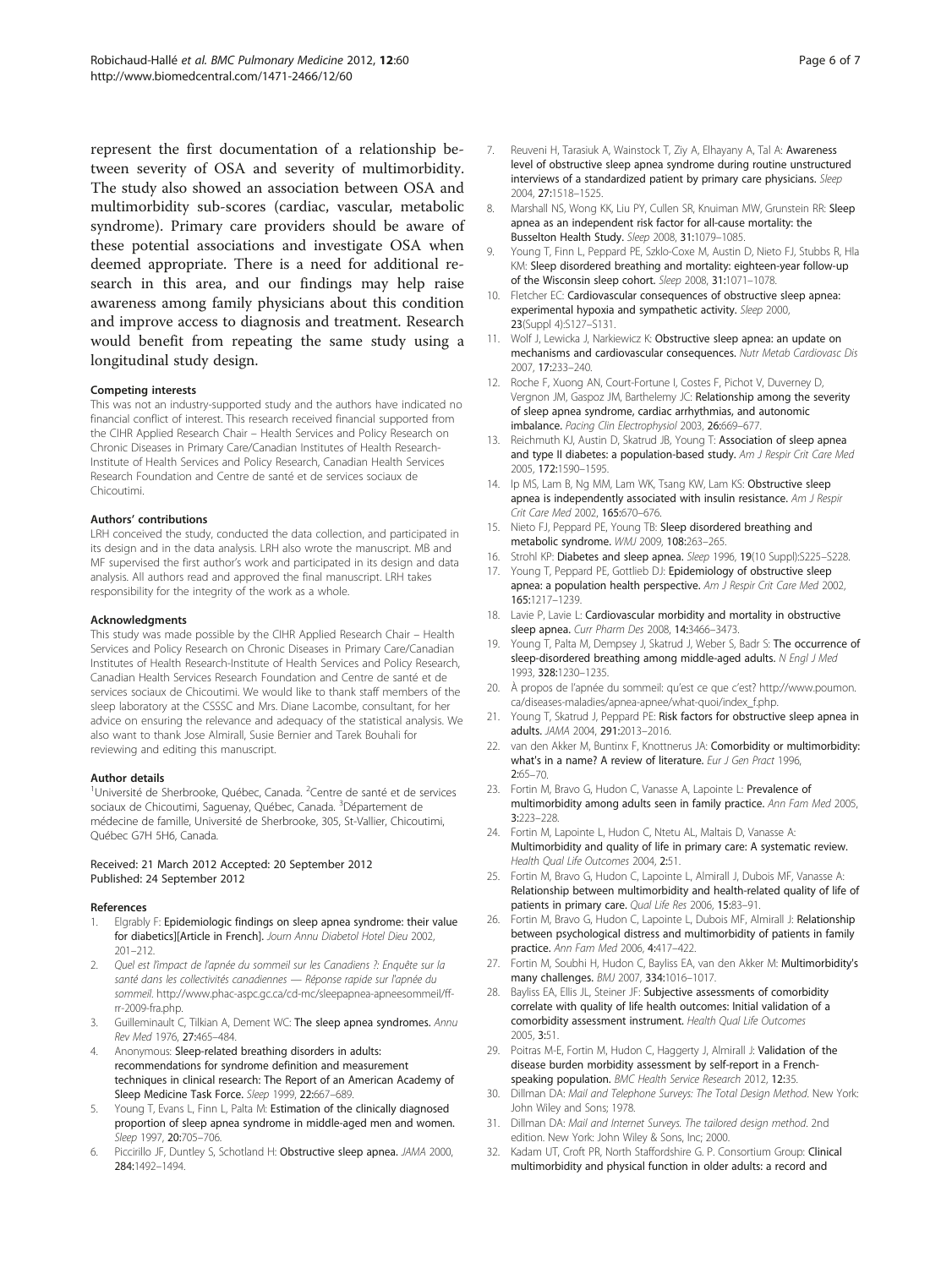represent the first documentation of a relationship between severity of OSA and severity of multimorbidity. The study also showed an association between OSA and multimorbidity sub-scores (cardiac, vascular, metabolic syndrome). Primary care providers should be aware of these potential associations and investigate OSA when deemed appropriate. There is a need for additional research in this area, and our findings may help raise awareness among family physicians about this condition and improve access to diagnosis and treatment. Research would benefit from repeating the same study using a longitudinal study design.

#### Competing interests

This was not an industry-supported study and the authors have indicated no financial conflict of interest. This research received financial supported from the CIHR Applied Research Chair – Health Services and Policy Research on Chronic Diseases in Primary Care/Canadian Institutes of Health Research-Institute of Health Services and Policy Research, Canadian Health Services Research Foundation and Centre de santé et de services sociaux de Chicoutimi.

#### Authors' contributions

LRH conceived the study, conducted the data collection, and participated in its design and in the data analysis. LRH also wrote the manuscript. MB and MF supervised the first author's work and participated in its design and data analysis. All authors read and approved the final manuscript. LRH takes responsibility for the integrity of the work as a whole.

#### Acknowledgments

This study was made possible by the CIHR Applied Research Chair – Health Services and Policy Research on Chronic Diseases in Primary Care/Canadian Institutes of Health Research-Institute of Health Services and Policy Research, Canadian Health Services Research Foundation and Centre de santé et de services sociaux de Chicoutimi. We would like to thank staff members of the sleep laboratory at the CSSSC and Mrs. Diane Lacombe, consultant, for her advice on ensuring the relevance and adequacy of the statistical analysis. We also want to thank Jose Almirall, Susie Bernier and Tarek Bouhali for reviewing and editing this manuscript.

#### Author details

[1]Université de Sherbrooke, Québec, Canada. [2]Centre de santé et de services sociaux de Chicoutimi, Saguenay, Québec, Canada. [3]Département de médecine de famille, Université de Sherbrooke, 305, St-Vallier, Chicoutimi, Québec G7H 5H6, Canada.

Received: 21 March 2012 Accepted: 20 September 2012
Published: 24 September 2012

#### References

1. Elgrably F: **Epidemiologic findings on sleep apnea syndrome: their value for diabetics][Article in French].** *Journ Annu Diabetol Hotel Dieu* 2002, 201–212.
2. *Quel est l'impact de l'apnée du sommeil sur les Canadiens ?: Enquête sur la santé dans les collectivités canadiennes — Réponse rapide sur l'apnée du sommeil*. http://www.phac-aspc.gc.ca/cd-mc/sleepapnea-apneesommeil/ff-rr-2009-fra.php.
3. Guilleminault C, Tilkian A, Dement WC: **The sleep apnea syndromes.** *Annu Rev Med* 1976, **27:**465–484.
4. Anonymous: **Sleep-related breathing disorders in adults: recommendations for syndrome definition and measurement techniques in clinical research: The Report of an American Academy of Sleep Medicine Task Force.** *Sleep* 1999, **22:**667–689.
5. Young T, Evans L, Finn L, Palta M: **Estimation of the clinically diagnosed proportion of sleep apnea syndrome in middle-aged men and women.** *Sleep* 1997, **20:**705–706.
6. Piccirillo JF, Duntley S, Schotland H: **Obstructive sleep apnea.** *JAMA* 2000, **284:**1492–1494.
7. Reuveni H, Tarasiuk A, Wainstock T, Ziv A, Elhayany A, Tal A: **Awareness level of obstructive sleep apnea syndrome during routine unstructured interviews of a standardized patient by primary care physicians.** *Sleep* 2004, **27:**1518–1525.
8. Marshall NS, Wong KK, Liu PY, Cullen SR, Knuiman MW, Grunstein RR: **Sleep apnea as an independent risk factor for all-cause mortality: the Busselton Health Study.** *Sleep* 2008, **31:**1079–1085.
9. Young T, Finn L, Peppard PE, Szklo-Coxe M, Austin D, Nieto FJ, Stubbs R, Hla KM: **Sleep disordered breathing and mortality: eighteen-year follow-up of the Wisconsin sleep cohort.** *Sleep* 2008, **31:**1071–1078.
10. Fletcher EC: **Cardiovascular consequences of obstructive sleep apnea: experimental hypoxia and sympathetic activity.** *Sleep* 2000, **23**(Suppl 4):S127–S131.
11. Wolf J, Lewicka J, Narkiewicz K: **Obstructive sleep apnea: an update on mechanisms and cardiovascular consequences.** *Nutr Metab Cardiovasc Dis* 2007, **17:**233–240.
12. Roche F, Xuong AN, Court-Fortune I, Costes F, Pichot V, Duverney D, Vergnon JM, Gaspoz JM, Barthelemy JC: **Relationship among the severity of sleep apnea syndrome, cardiac arrhythmias, and autonomic imbalance.** *Pacing Clin Electrophysiol* 2003, **26:**669–677.
13. Reichmuth KJ, Austin D, Skatrud JB, Young T: **Association of sleep apnea and type II diabetes: a population-based study.** *Am J Respir Crit Care Med* 2005, **172:**1590–1595.
14. Ip MS, Lam B, Ng MM, Lam WK, Tsang KW, Lam KS: **Obstructive sleep apnea is independently associated with insulin resistance.** *Am J Respir Crit Care Med* 2002, **165:**670–676.
15. Nieto FJ, Peppard PE, Young TB: **Sleep disordered breathing and metabolic syndrome.** *WMJ* 2009, **108:**263–265.
16. Strohl KP: **Diabetes and sleep apnea.** *Sleep* 1996, **19**(10 Suppl):S225–S228.
17. Young T, Peppard PE, Gottlieb DJ: **Epidemiology of obstructive sleep apnea: a population health perspective.** *Am J Respir Crit Care Med* 2002, **165:**1217–1239.
18. Lavie P, Lavie L: **Cardiovascular morbidity and mortality in obstructive sleep apnea.** *Curr Pharm Des* 2008, **14:**3466–3473.
19. Young T, Palta M, Dempsey J, Skatrud J, Weber S, Badr S: **The occurrence of sleep-disordered breathing among middle-aged adults.** *N Engl J Med* 1993, **328:**1230–1235.
20. À propos de l'apnée du sommeil: qu'est ce que c'est? http://www.poumon.ca/diseases-maladies/apnea-apnee/what-quoi/index_f.php.
21. Young T, Skatrud J, Peppard PE: **Risk factors for obstructive sleep apnea in adults.** *JAMA* 2004, **291:**2013–2016.
22. van den Akker M, Buntinx F, Knottnerus JA: **Comorbidity or multimorbidity: what's in a name? A review of literature.** *Eur J Gen Pract* 1996, **2:**65–70.
23. Fortin M, Bravo G, Hudon C, Vanasse A, Lapointe L: **Prevalence of multimorbidity among adults seen in family practice.** *Ann Fam Med* 2005, **3:**223–228.
24. Fortin M, Lapointe L, Hudon C, Ntetu AL, Maltais D, Vanasse A: **Multimorbidity and quality of life in primary care: A systematic review.** *Health Qual Life Outcomes* 2004, **2:**51.
25. Fortin M, Bravo G, Hudon C, Lapointe L, Almirall J, Dubois MF, Vanasse A: **Relationship between multimorbidity and health-related quality of life of patients in primary care.** *Qual Life Res* 2006, **15:**83–91.
26. Fortin M, Bravo G, Hudon C, Lapointe L, Dubois MF, Almirall J: **Relationship between psychological distress and multimorbidity of patients in family practice.** *Ann Fam Med* 2006, **4:**417–422.
27. Fortin M, Soubhi H, Hudon C, Bayliss EA, van den Akker M: **Multimorbidity's many challenges.** *BMJ* 2007, **334:**1016–1017.
28. Bayliss EA, Ellis JL, Steiner JF: **Subjective assessments of comorbidity correlate with quality of life health outcomes: Initial validation of a comorbidity assessment instrument.** *Health Qual Life Outcomes* 2005, **3:**51.
29. Poitras M-E, Fortin M, Hudon C, Haggerty J, Almirall J: **Validation of the disease burden morbidity assessment by self-report in a French-speaking population.** *BMC Health Service Research* 2012, **12:**35.
30. Dillman DA: *Mail and Telephone Surveys: The Total Design Method*. New York: John Wiley and Sons; 1978.
31. Dillman DA: *Mail and Internet Surveys. The tailored design method*. 2nd edition. New York: John Wiley & Sons, Inc; 2000.
32. Kadam UT, Croft PR, North Staffordshire G. P. Consortium Group: **Clinical multimorbidity and physical function in older adults: a record and**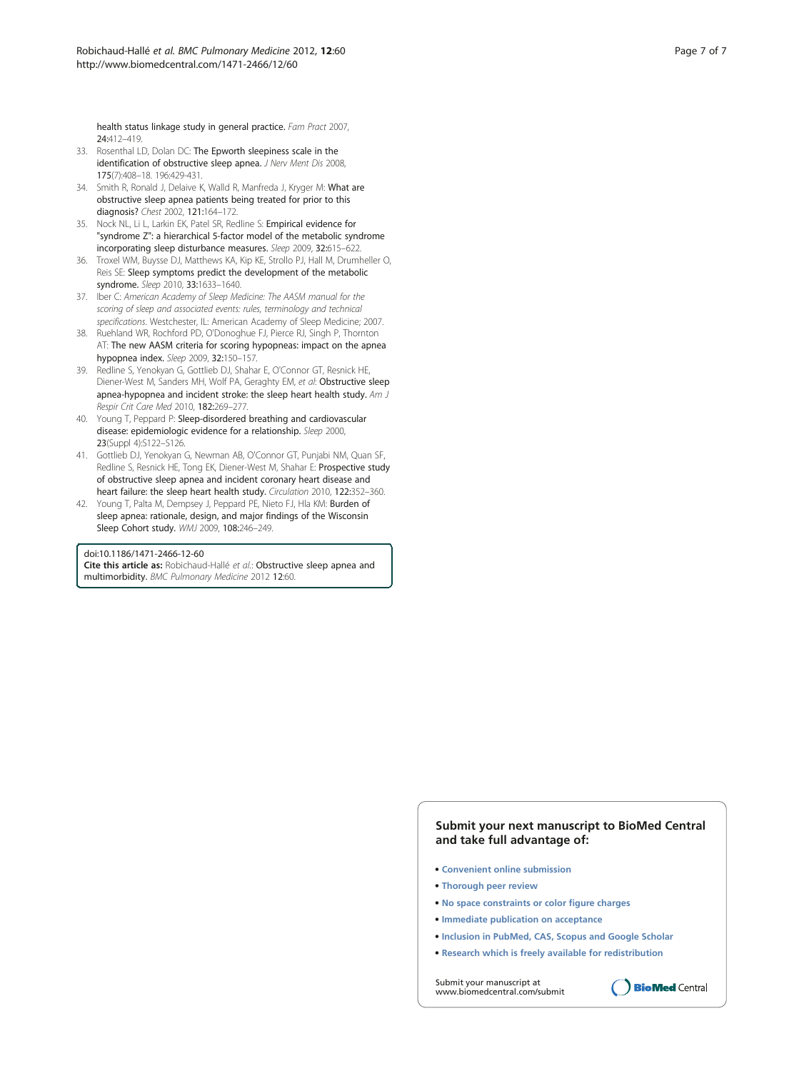health status linkage study in general practice. *Fam Pract* 2007, **24**:412–419.

33. Rosenthal LD, Dolan DC: **The Epworth sleepiness scale in the identification of obstructive sleep apnea.** *J Nerv Ment Dis* 2008, **175**(7):408–18. 196:429-431.
34. Smith R, Ronald J, Delaive K, Walld R, Manfreda J, Kryger M: **What are obstructive sleep apnea patients being treated for prior to this diagnosis?** *Chest* 2002, **121**:164–172.
35. Nock NL, Li L, Larkin EK, Patel SR, Redline S: **Empirical evidence for "syndrome Z": a hierarchical 5-factor model of the metabolic syndrome incorporating sleep disturbance measures.** *Sleep* 2009, **32**:615–622.
36. Troxel WM, Buysse DJ, Matthews KA, Kip KE, Strollo PJ, Hall M, Drumheller O, Reis SE: **Sleep symptoms predict the development of the metabolic syndrome.** *Sleep* 2010, **33**:1633–1640.
37. Iber C: *American Academy of Sleep Medicine: The AASM manual for the scoring of sleep and associated events: rules, terminology and technical specifications.* Westchester, IL: American Academy of Sleep Medicine; 2007.
38. Ruehland WR, Rochford PD, O'Donoghue FJ, Pierce RJ, Singh P, Thornton AT: **The new AASM criteria for scoring hypopneas: impact on the apnea hypopnea index.** *Sleep* 2009, **32**:150–157.
39. Redline S, Yenokyan G, Gottlieb DJ, Shahar E, O'Connor GT, Resnick HE, Diener-West M, Sanders MH, Wolf PA, Geraghty EM, *et al*: **Obstructive sleep apnea-hypopnea and incident stroke: the sleep heart health study.** *Am J Respir Crit Care Med* 2010, **182**:269–277.
40. Young T, Peppard P: **Sleep-disordered breathing and cardiovascular disease: epidemiologic evidence for a relationship.** *Sleep* 2000, **23**(Suppl 4):S122–S126.
41. Gottlieb DJ, Yenokyan G, Newman AB, O'Connor GT, Punjabi NM, Quan SF, Redline S, Resnick HE, Tong EK, Diener-West M, Shahar E: **Prospective study of obstructive sleep apnea and incident coronary heart disease and heart failure: the sleep heart health study.** *Circulation* 2010, **122**:352–360.
42. Young T, Palta M, Dempsey J, Peppard PE, Nieto FJ, Hla KM: **Burden of sleep apnea: rationale, design, and major findings of the Wisconsin Sleep Cohort study.** *WMJ* 2009, **108**:246–249.

doi:10.1186/1471-2466-12-60
**Cite this article as:** Robichaud-Hallé *et al.*: Obstructive sleep apnea and multimorbidity. *BMC Pulmonary Medicine* 2012 **12**:60.

**Submit your next manuscript to BioMed Central and take full advantage of:**

- **Convenient online submission**
- **Thorough peer review**
- **No space constraints or color figure charges**
- **Immediate publication on acceptance**
- **Inclusion in PubMed, CAS, Scopus and Google Scholar**
- **Research which is freely available for redistribution**

Submit your manuscript at
www.biomedcentral.com/submit

BioMed Central